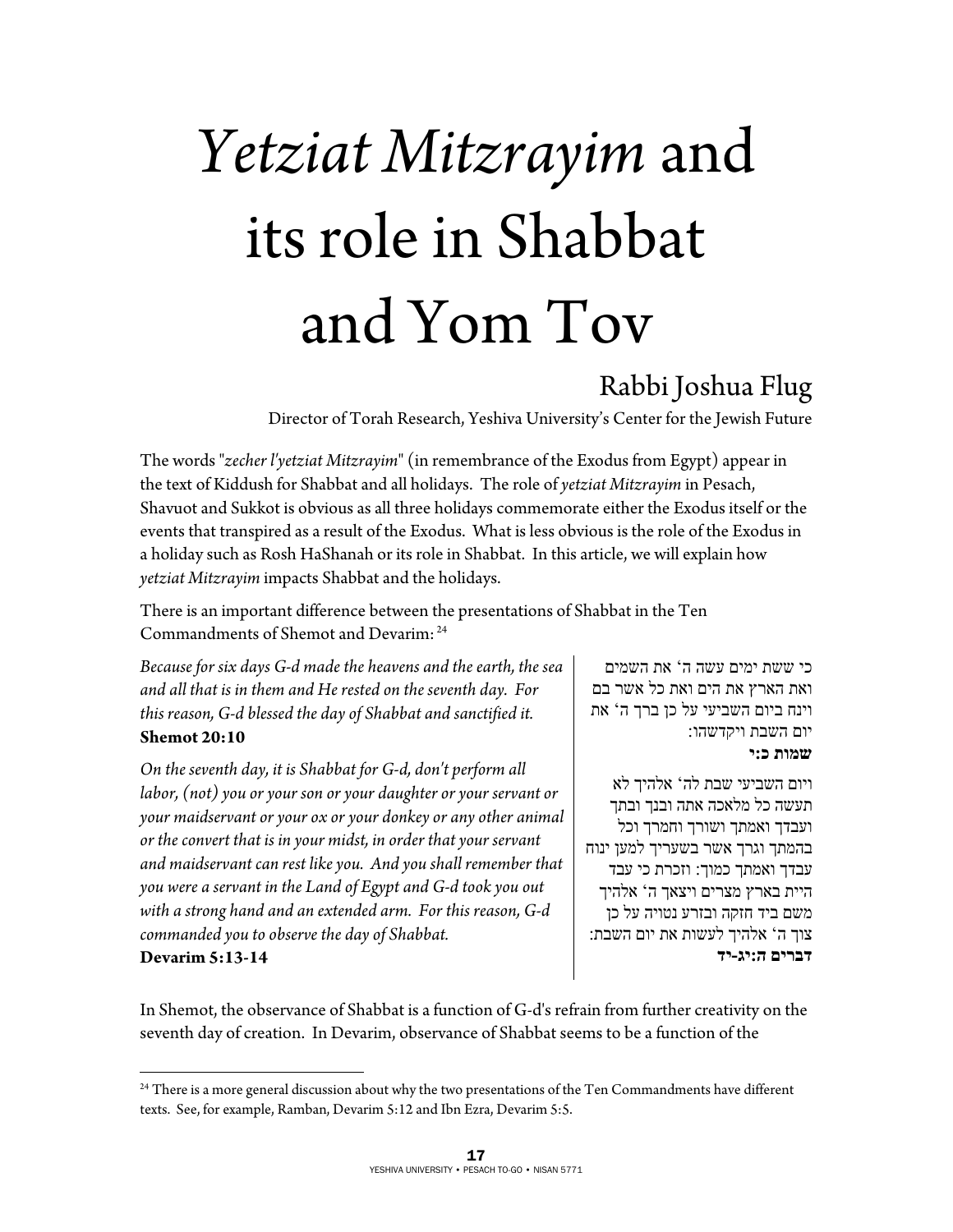# *Yetziat Mitzrayim* and its role in Shabbat and Yom Tov

## Rabbi Joshua Flug

Director of Torah Research, Yeshiva University's Center for the Jewish Future

The words "*zecher l'yetziat Mitzrayim*" (in remembrance of the Exodus from Egypt) appear in the text of Kiddush for Shabbat and all holidays. The role of *yetziat Mitzrayim* in Pesach, Shavuot and Sukkot is obvious as all three holidays commemorate either the Exodus itself or the events that transpired as a result of the Exodus. What is less obvious is the role of the Exodus in a holiday such as Rosh HaShanah or its role in Shabbat. In this article, we will explain how *yetziat Mitzrayim* impacts Shabbat and the holidays.

There is an important difference between the presentations of Shabbat in the Ten Commandments of Shemot and Devarim:[24]

*Because for six days G-d made the heavens and the earth, the sea and all that is in them and He rested on the seventh day. For this reason, G-d blessed the day of Shabbat and sanctified it.*
**Shemot 20:10**

כי ששת ימים עשה ה' את השמים ואת הארץ את הים ואת כל אשר בם וינח ביום השביעי על כן ברך ה' את יום השבת ויקדשהו:
**שמות כ:י**

*On the seventh day, it is Shabbat for G-d, don't perform all labor, (not) you or your son or your daughter or your servant or your maidservant or your ox or your donkey or any other animal or the convert that is in your midst, in order that your servant and maidservant can rest like you. And you shall remember that you were a servant in the Land of Egypt and G-d took you out with a strong hand and an extended arm. For this reason, G-d commanded you to observe the day of Shabbat.*
**Devarim 5:13-14**

ויום השביעי שבת לה' אלהיך לא תעשה כל מלאכה אתה ובנך ובתך ועבדך ואמתך ושורך וחמרך וכל בהמתך וגרך אשר בשעריך למען ינוח עבדך ואמתך כמוך: וזכרת כי עבד היית בארץ מצרים ויצאך ה' אלהיך משם ביד חזקה ובזרע נטויה על כן צוך ה' אלהיך לעשות את יום השבת:
**דברים ה:יג-יד**

In Shemot, the observance of Shabbat is a function of G-d's refrain from further creativity on the seventh day of creation. In Devarim, observance of Shabbat seems to be a function of the

[24] There is a more general discussion about why the two presentations of the Ten Commandments have different texts. See, for example, Ramban, Devarim 5:12 and Ibn Ezra, Devarim 5:5.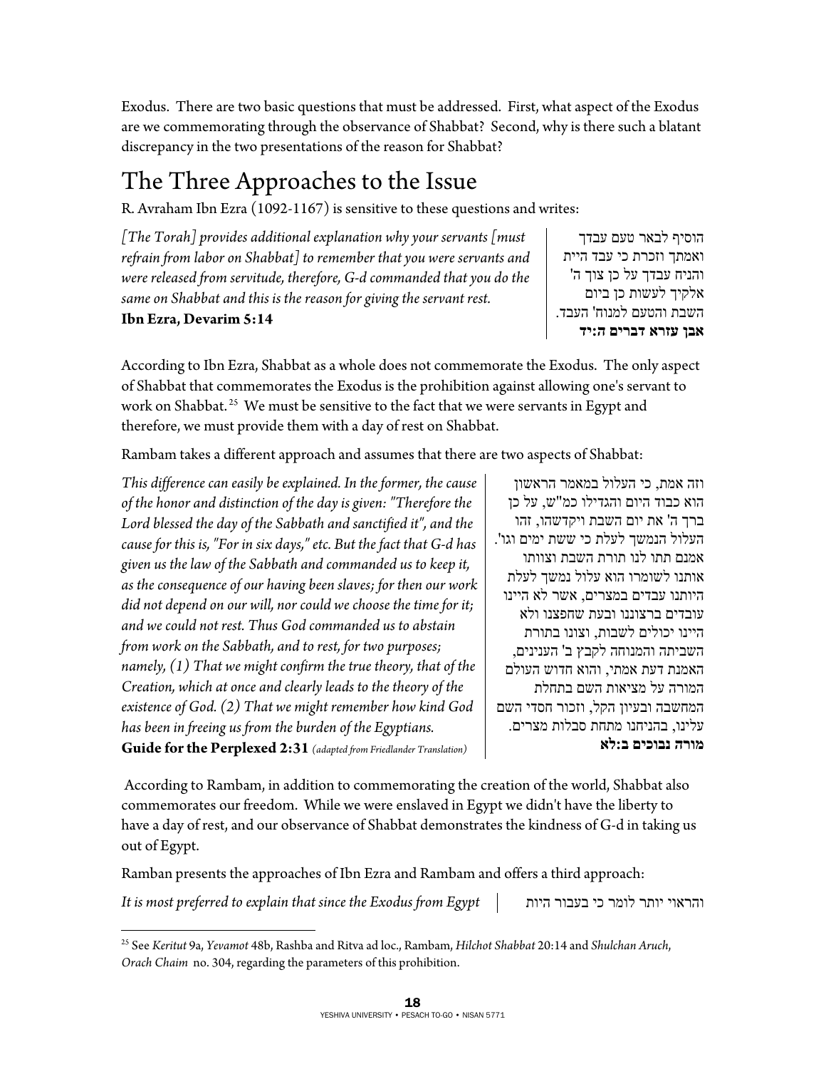Exodus. There are two basic questions that must be addressed. First, what aspect of the Exodus are we commemorating through the observance of Shabbat? Second, why is there such a blatant discrepancy in the two presentations of the reason for Shabbat?

## The Three Approaches to the Issue

R. Avraham Ibn Ezra (1092-1167) is sensitive to these questions and writes:

*[The Torah] provides additional explanation why your servants [must refrain from labor on Shabbat] to remember that you were servants and were released from servitude, therefore, G-d commanded that you do the same on Shabbat and this is the reason for giving the servant rest.*
**Ibn Ezra, Devarim 5:14**

הוסיף לבאר טעם עבדך ואמתך וזכרת כי עבד היית והניח עבדך על כן צוך ה' אלקיך לעשות כן ביום השבת והטעם למנוח' העבד.
**אבן עזרא דברים ה:יד**

According to Ibn Ezra, Shabbat as a whole does not commemorate the Exodus. The only aspect of Shabbat that commemorates the Exodus is the prohibition against allowing one's servant to work on Shabbat.[25] We must be sensitive to the fact that we were servants in Egypt and therefore, we must provide them with a day of rest on Shabbat.

Rambam takes a different approach and assumes that there are two aspects of Shabbat:

*This difference can easily be explained. In the former, the cause of the honor and distinction of the day is given: "Therefore the Lord blessed the day of the Sabbath and sanctified it", and the cause for this is, "For in six days," etc. But the fact that G-d has given us the law of the Sabbath and commanded us to keep it, as the consequence of our having been slaves; for then our work did not depend on our will, nor could we choose the time for it; and we could not rest. Thus God commanded us to abstain from work on the Sabbath, and to rest, for two purposes; namely, (1) That we might confirm the true theory, that of the Creation, which at once and clearly leads to the theory of the existence of God. (2) That we might remember how kind God has been in freeing us from the burden of the Egyptians.*
**Guide for the Perplexed 2:31** *(adapted from Friedlander Translation)*

וזה אמת, כי העלול במאמר הראשון הוא כבוד היום והגדילו כמ"ש, על כן ברך ה' את יום השבת ויקדשהו, זהו העלול הנמשך לעלת כי ששת ימים וגו'. אמנם תתו לנו תורת השבת וצוותו אותנו לשומרו הוא עלול נמשך לעלת היותנו עבדים במצרים, אשר לא היינו עובדים ברצוננו ובעת שחפצנו ולא היינו יכולים לשבות, וצונו בתורת השביתה והמנוחה לקבץ ב' הענינים, האמנת דעת אמתי, והוא חדוש העולם המורה על מציאות השם בתחלת המחשבה ובעיון הקל, וזכור חסדי השם עלינו, בהניחנו מתחת סבלות מצרים.
**מורה נבוכים ב:לא**

According to Rambam, in addition to commemorating the creation of the world, Shabbat also commemorates our freedom. While we were enslaved in Egypt we didn't have the liberty to have a day of rest, and our observance of Shabbat demonstrates the kindness of G-d in taking us out of Egypt.

Ramban presents the approaches of Ibn Ezra and Rambam and offers a third approach:

*It is most preferred to explain that since the Exodus from Egypt*

והראוי יותר לומר כי בעבור היות

[25] See *Keritut* 9a, *Yevamot* 48b, Rashba and Ritva ad loc., Rambam, *Hilchot Shabbat* 20:14 and *Shulchan Aruch*, *Orach Chaim* no. 304, regarding the parameters of this prohibition.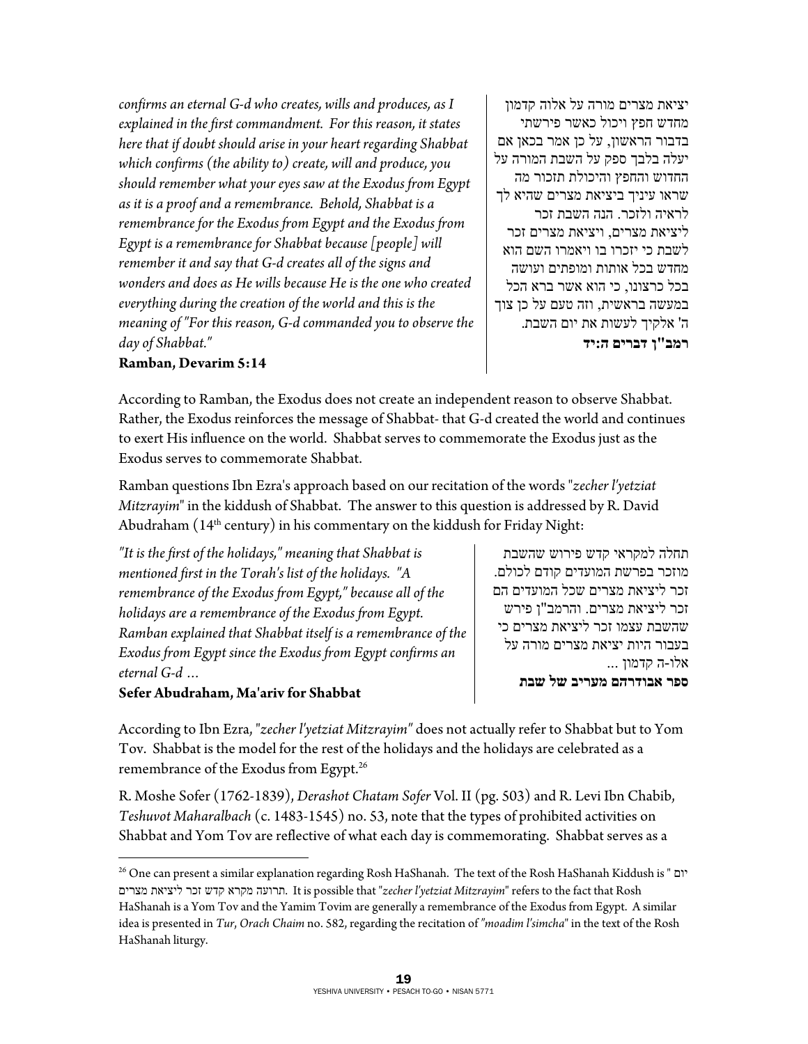*confirms an eternal G-d who creates, wills and produces, as I explained in the first commandment. For this reason, it states here that if doubt should arise in your heart regarding Shabbat which confirms (the ability to) create, will and produce, you should remember what your eyes saw at the Exodus from Egypt as it is a proof and a remembrance. Behold, Shabbat is a remembrance for the Exodus from Egypt and the Exodus from Egypt is a remembrance for Shabbat because [people] will remember it and say that G-d creates all of the signs and wonders and does as He wills because He is the one who created everything during the creation of the world and this is the meaning of "For this reason, G-d commanded you to observe the day of Shabbat."*

**Ramban, Devarim 5:14**

יציאת מצרים מורה על אלוה קדמון מחדש חפץ ויכול כאשר פירשתי בדבור הראשון, על כן אמר בכאן אם יעלה בלבך ספק על השבת המורה על החדוש והחפץ והיכולת תזכור מה שראו עיניך ביציאת מצרים שהיא לך לראיה ולזכר. הנה השבת זכר ליציאת מצרים, ויציאת מצרים זכר לשבת כי יזכרו בו ויאמרו השם הוא מחדש בכל אותות ומופתים ועושה בכל כרצונו, כי הוא אשר ברא הכל במעשה בראשית, וזה טעם על כן צוך ה' אלקיך לעשות את יום השבת.

**רמב"ן דברים ה:יד**

According to Ramban, the Exodus does not create an independent reason to observe Shabbat. Rather, the Exodus reinforces the message of Shabbat- that G-d created the world and continues to exert His influence on the world. Shabbat serves to commemorate the Exodus just as the Exodus serves to commemorate Shabbat.

Ramban questions Ibn Ezra's approach based on our recitation of the words "*zecher l'yetziat Mitzrayim*" in the kiddush of Shabbat. The answer to this question is addressed by R. David Abudraham (14th century) in his commentary on the kiddush for Friday Night:

*"It is the first of the holidays," meaning that Shabbat is mentioned first in the Torah's list of the holidays. "A remembrance of the Exodus from Egypt," because all of the holidays are a remembrance of the Exodus from Egypt. Ramban explained that Shabbat itself is a remembrance of the Exodus from Egypt since the Exodus from Egypt confirms an eternal G-d …*

**Sefer Abudraham, Ma'ariv for Shabbat**

תחלה למקראי קדש פירוש שהשבת מוזכר בפרשת המועדים קודם לכולם. זכר ליציאת מצרים שכל המועדים הם זכר ליציאת מצרים. והרמב"ן פירש שהשבת עצמו זכר ליציאת מצרים כי בעבור היות יציאת מצרים מורה על אלו-ה קדמון ...

**ספר אבודרהם מעריב של שבת**

According to Ibn Ezra, "*zecher l'yetziat Mitzrayim"* does not actually refer to Shabbat but to Yom Tov. Shabbat is the model for the rest of the holidays and the holidays are celebrated as a remembrance of the Exodus from Egypt.[26]

R. Moshe Sofer (1762-1839), *Derashot Chatam Sofer* Vol. II (pg. 503) and R. Levi Ibn Chabib, *Teshuvot Maharalbach* (c. 1483-1545) no. 53, note that the types of prohibited activities on Shabbat and Yom Tov are reflective of what each day is commemorating. Shabbat serves as a

---

[26] One can present a similar explanation regarding Rosh HaShanah. The text of the Rosh HaShanah Kiddush is "יום תרועה מקרא קדש זכר ליציאת מצרים". It is possible that "*zecher l'yetziat Mitzrayim*" refers to the fact that Rosh HaShanah is a Yom Tov and the Yamim Tovim are generally a remembrance of the Exodus from Egypt. A similar idea is presented in *Tur*, *Orach Chaim* no. 582, regarding the recitation of *"moadim l'simcha*" in the text of the Rosh HaShanah liturgy.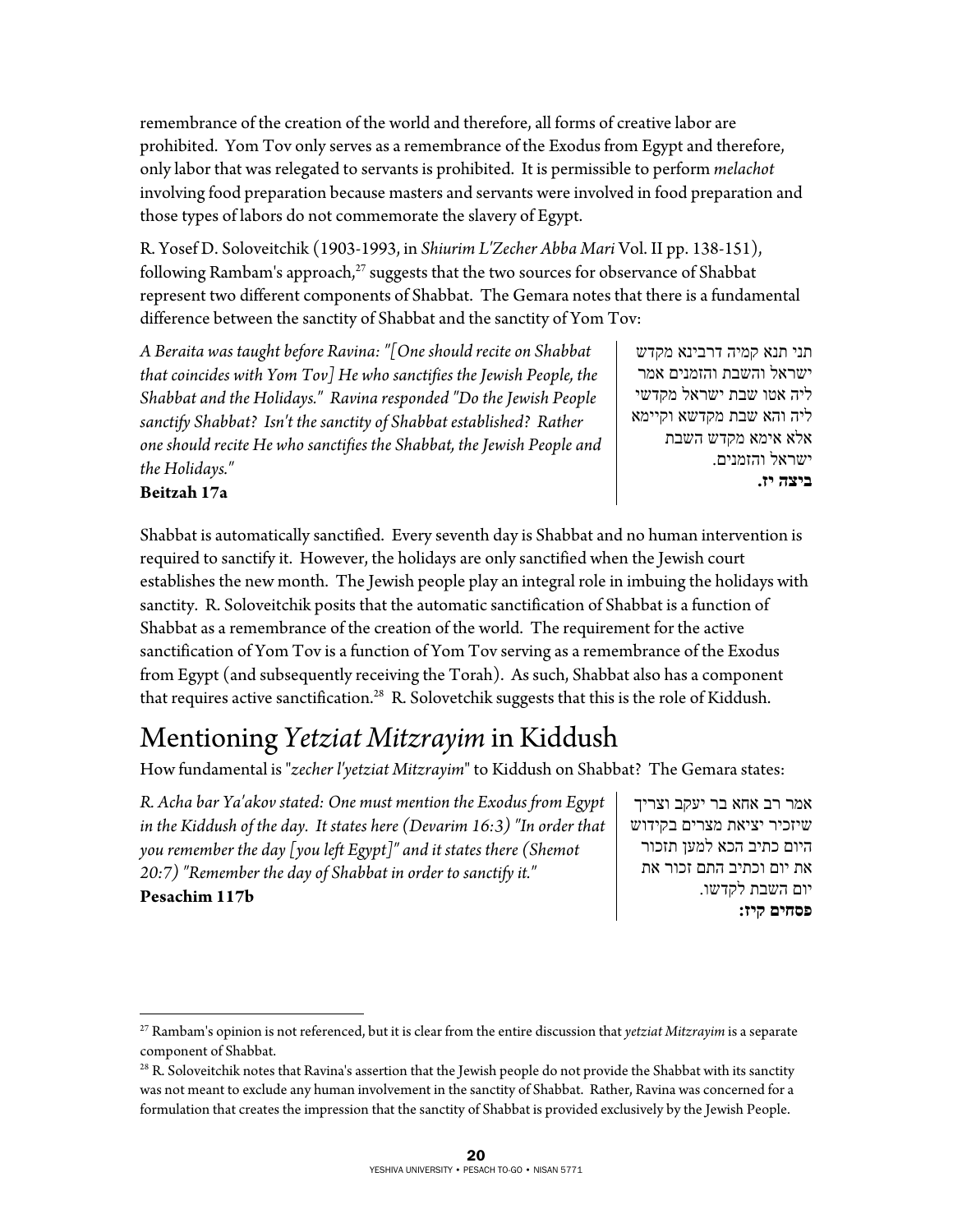remembrance of the creation of the world and therefore, all forms of creative labor are prohibited. Yom Tov only serves as a remembrance of the Exodus from Egypt and therefore, only labor that was relegated to servants is prohibited. It is permissible to perform *melachot* involving food preparation because masters and servants were involved in food preparation and those types of labors do not commemorate the slavery of Egypt.

R. Yosef D. Soloveitchik (1903-1993, in *Shiurim L'Zecher Abba Mari* Vol. II pp. 138-151), following Rambam's approach,[27] suggests that the two sources for observance of Shabbat represent two different components of Shabbat. The Gemara notes that there is a fundamental difference between the sanctity of Shabbat and the sanctity of Yom Tov:

| | |
|---|---|
| *A Beraita was taught before Ravina: "[One should recite on Shabbat that coincides with Yom Tov] He who sanctifies the Jewish People, the Shabbat and the Holidays." Ravina responded "Do the Jewish People sanctify Shabbat? Isn't the sanctity of Shabbat established? Rather one should recite He who sanctifies the Shabbat, the Jewish People and the Holidays."* **Beitzah 17a** | תני תנא קמיה דרבינא מקדש ישראל והשבת והזמנים אמר ליה אטו שבת ישראל מקדשי ליה והא שבת מקדשא וקיימא אלא אימא מקדש השבת ישראל והזמנים. **ביצה יז.** |

Shabbat is automatically sanctified. Every seventh day is Shabbat and no human intervention is required to sanctify it. However, the holidays are only sanctified when the Jewish court establishes the new month. The Jewish people play an integral role in imbuing the holidays with sanctity. R. Soloveitchik posits that the automatic sanctification of Shabbat is a function of Shabbat as a remembrance of the creation of the world. The requirement for the active sanctification of Yom Tov is a function of Yom Tov serving as a remembrance of the Exodus from Egypt (and subsequently receiving the Torah). As such, Shabbat also has a component that requires active sanctification.[28] R. Solovetchik suggests that this is the role of Kiddush.

# Mentioning *Yetziat Mitzrayim* in Kiddush

How fundamental is "*zecher l'yetziat Mitzrayim*" to Kiddush on Shabbat? The Gemara states:

| | |
|---|---|
| *R. Acha bar Ya'akov stated: One must mention the Exodus from Egypt in the Kiddush of the day. It states here (Devarim 16:3) "In order that you remember the day [you left Egypt]" and it states there (Shemot 20:7) "Remember the day of Shabbat in order to sanctify it."* **Pesachim 117b** | אמר רב אחא בר יעקב וצריך שיזכיר יציאת מצרים בקידוש היום כתיב הכא למען תזכור את יום וכתיב התם זכור את יום השבת לקדשו. **פסחים קיז:** |

---

[27] Rambam's opinion is not referenced, but it is clear from the entire discussion that *yetziat Mitzrayim* is a separate component of Shabbat.

[28] R. Soloveitchik notes that Ravina's assertion that the Jewish people do not provide the Shabbat with its sanctity was not meant to exclude any human involvement in the sanctity of Shabbat. Rather, Ravina was concerned for a formulation that creates the impression that the sanctity of Shabbat is provided exclusively by the Jewish People.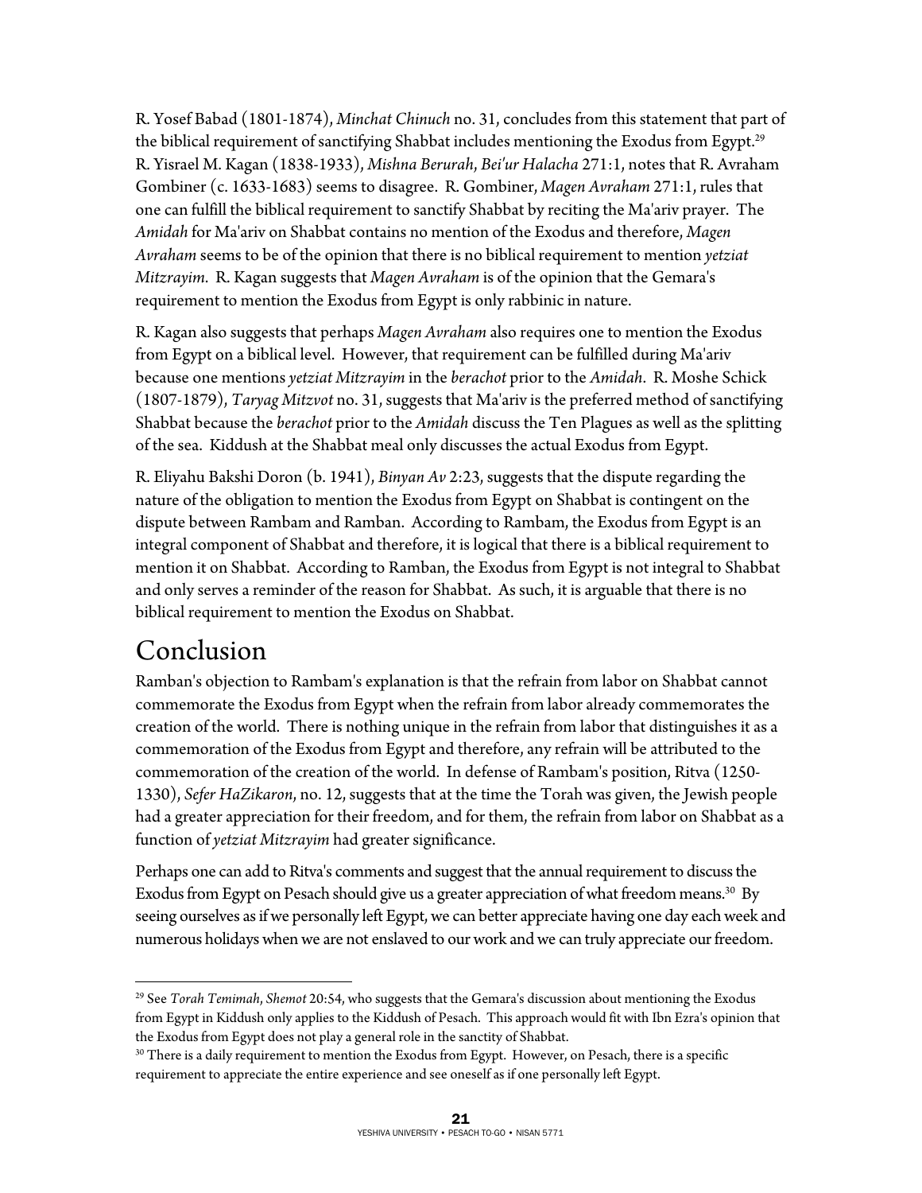R. Yosef Babad (1801-1874), *Minchat Chinuch* no. 31, concludes from this statement that part of the biblical requirement of sanctifying Shabbat includes mentioning the Exodus from Egypt.[29] R. Yisrael M. Kagan (1838-1933), *Mishna Berurah*, *Bei'ur Halacha* 271:1, notes that R. Avraham Gombiner (c. 1633-1683) seems to disagree. R. Gombiner, *Magen Avraham* 271:1, rules that one can fulfill the biblical requirement to sanctify Shabbat by reciting the Ma'ariv prayer. The *Amidah* for Ma'ariv on Shabbat contains no mention of the Exodus and therefore, *Magen Avraham* seems to be of the opinion that there is no biblical requirement to mention *yetziat Mitzrayim*. R. Kagan suggests that *Magen Avraham* is of the opinion that the Gemara's requirement to mention the Exodus from Egypt is only rabbinic in nature.

R. Kagan also suggests that perhaps *Magen Avraham* also requires one to mention the Exodus from Egypt on a biblical level. However, that requirement can be fulfilled during Ma'ariv because one mentions *yetziat Mitzrayim* in the *berachot* prior to the *Amidah*. R. Moshe Schick (1807-1879), *Taryag Mitzvot* no. 31, suggests that Ma'ariv is the preferred method of sanctifying Shabbat because the *berachot* prior to the *Amidah* discuss the Ten Plagues as well as the splitting of the sea. Kiddush at the Shabbat meal only discusses the actual Exodus from Egypt.

R. Eliyahu Bakshi Doron (b. 1941), *Binyan Av* 2:23, suggests that the dispute regarding the nature of the obligation to mention the Exodus from Egypt on Shabbat is contingent on the dispute between Rambam and Ramban. According to Rambam, the Exodus from Egypt is an integral component of Shabbat and therefore, it is logical that there is a biblical requirement to mention it on Shabbat. According to Ramban, the Exodus from Egypt is not integral to Shabbat and only serves a reminder of the reason for Shabbat. As such, it is arguable that there is no biblical requirement to mention the Exodus on Shabbat.

# Conclusion

Ramban's objection to Rambam's explanation is that the refrain from labor on Shabbat cannot commemorate the Exodus from Egypt when the refrain from labor already commemorates the creation of the world. There is nothing unique in the refrain from labor that distinguishes it as a commemoration of the Exodus from Egypt and therefore, any refrain will be attributed to the commemoration of the creation of the world. In defense of Rambam's position, Ritva (1250-1330), *Sefer HaZikaron*, no. 12, suggests that at the time the Torah was given, the Jewish people had a greater appreciation for their freedom, and for them, the refrain from labor on Shabbat as a function of *yetziat Mitzrayim* had greater significance.

Perhaps one can add to Ritva's comments and suggest that the annual requirement to discuss the Exodus from Egypt on Pesach should give us a greater appreciation of what freedom means.[30] By seeing ourselves as if we personally left Egypt, we can better appreciate having one day each week and numerous holidays when we are not enslaved to our work and we can truly appreciate our freedom.

---

[29] See *Torah Temimah*, *Shemot* 20:54, who suggests that the Gemara's discussion about mentioning the Exodus from Egypt in Kiddush only applies to the Kiddush of Pesach. This approach would fit with Ibn Ezra's opinion that the Exodus from Egypt does not play a general role in the sanctity of Shabbat.

[30] There is a daily requirement to mention the Exodus from Egypt. However, on Pesach, there is a specific requirement to appreciate the entire experience and see oneself as if one personally left Egypt.